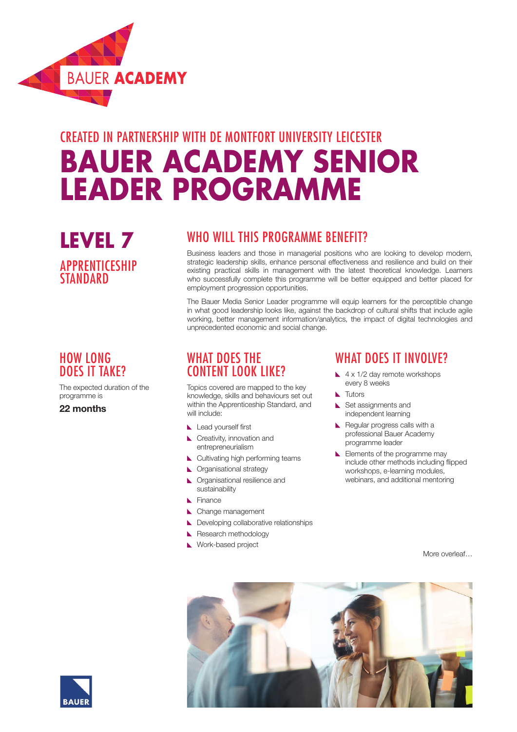BAUER ACADEMY

CREATED IN PARTNERSHIP WITH DE MONTFORT UNIVERSITY LEICESTER

# BAUER ACADEMY SENIOR LEADER PROGRAMME

## LEVEL 7

### APPRENTICESHIP STANDARD

## WHO WILL THIS PROGRAMME BENEFIT?

Business leaders and those in managerial positions who are looking to develop modern, strategic leadership skills, enhance personal effectiveness and resilience and build on their existing practical skills in management with the latest theoretical knowledge. Learners who successfully complete this programme will be better equipped and better placed for employment progression opportunities.

The Bauer Media Senior Leader programme will equip learners for the perceptible change in what good leadership looks like, against the backdrop of cultural shifts that include agile working, better management information/analytics, the impact of digital technologies and unprecedented economic and social change.

## HOW LONG DOES IT TAKE?

The expected duration of the programme is

**22 months**

## WHAT DOES THE CONTENT LOOK LIKE?

Topics covered are mapped to the key knowledge, skills and behaviours set out within the Apprenticeship Standard, and will include:

- Lead yourself first
- Creativity, innovation and entrepreneurialism
- Cultivating high performing teams
- Organisational strategy
- Organisational resilience and sustainability
- Finance
- Change management
- Developing collaborative relationships
- Research methodology
- Work-based project

## WHAT DOES IT INVOLVE?

- 4 x 1/2 day remote workshops every 8 weeks
- Tutors
- Set assignments and independent learning
- Regular progress calls with a professional Bauer Academy programme leader
- Elements of the programme may include other methods including flipped workshops, e-learning modules, webinars, and additional mentoring

More overleaf…

BAUER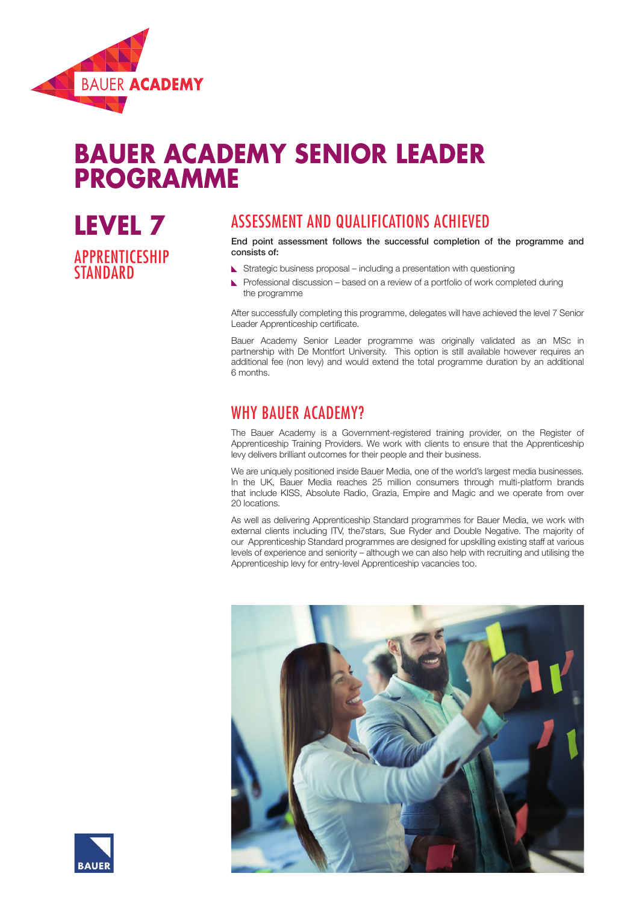BAUER **ACADEMY**

# BAUER ACADEMY SENIOR LEADER PROGRAMME

## LEVEL 7

APPRENTICESHIP STANDARD

## ASSESSMENT AND QUALIFICATIONS ACHIEVED

**End point assessment follows the successful completion of the programme and consists of:**

- Strategic business proposal – including a presentation with questioning
- Professional discussion – based on a review of a portfolio of work completed during the programme

After successfully completing this programme, delegates will have achieved the level 7 Senior Leader Apprenticeship certificate.

Bauer Academy Senior Leader programme was originally validated as an MSc in partnership with De Montfort University. This option is still available however requires an additional fee (non levy) and would extend the total programme duration by an additional 6 months.

## WHY BAUER ACADEMY?

The Bauer Academy is a Government-registered training provider, on the Register of Apprenticeship Training Providers. We work with clients to ensure that the Apprenticeship levy delivers brilliant outcomes for their people and their business.

We are uniquely positioned inside Bauer Media, one of the world's largest media businesses. In the UK, Bauer Media reaches 25 million consumers through multi-platform brands that include KISS, Absolute Radio, Grazia, Empire and Magic and we operate from over 20 locations.

As well as delivering Apprenticeship Standard programmes for Bauer Media, we work with external clients including ITV, the7stars, Sue Ryder and Double Negative. The majority of our Apprenticeship Standard programmes are designed for upskilling existing staff at various levels of experience and seniority – although we can also help with recruiting and utilising the Apprenticeship levy for entry-level Apprenticeship vacancies too.

BAUER